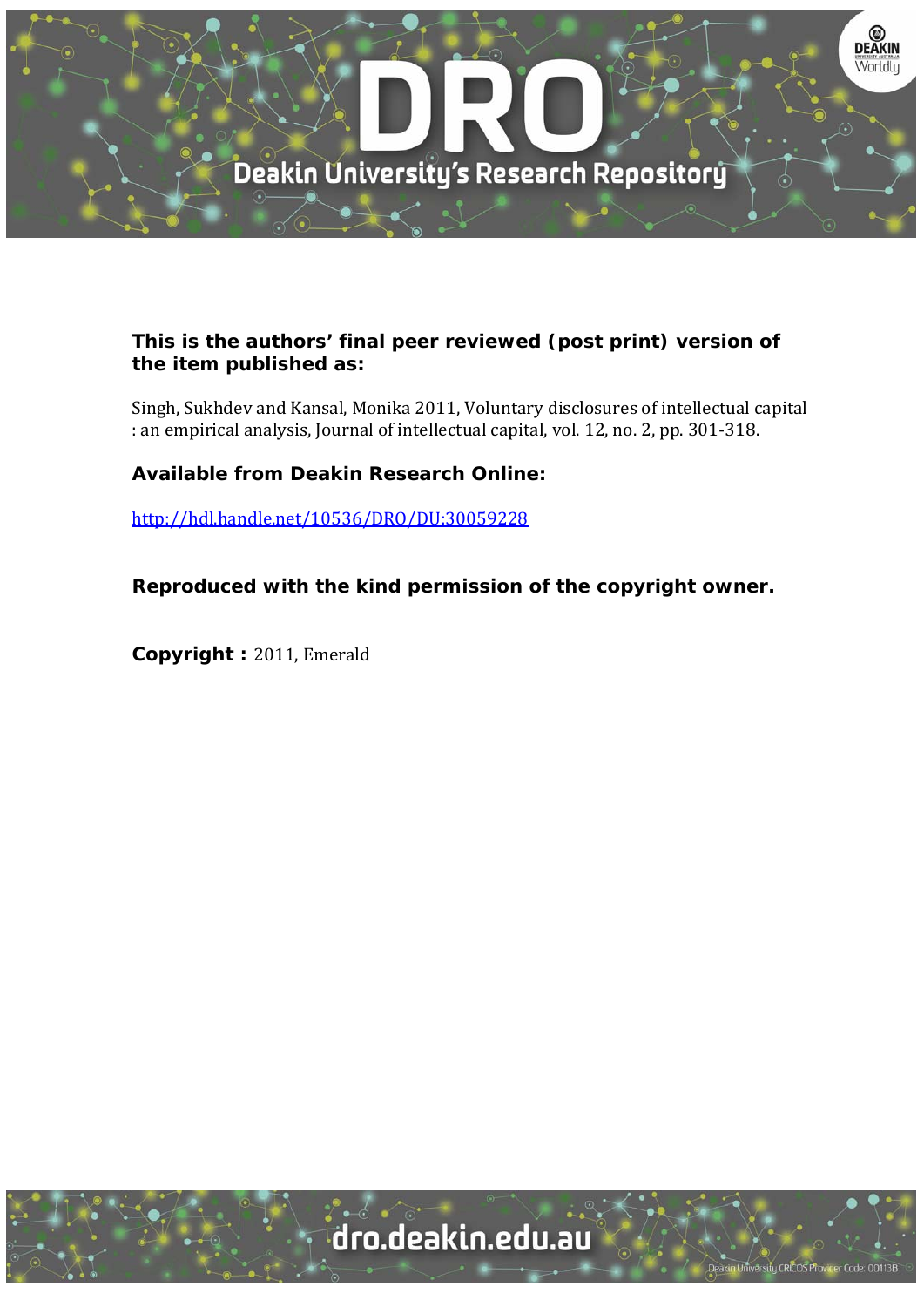**This is the authors' final peer reviewed (post print) version of the item published as:**

Singh, Sukhdev and Kansal, Monika 2011, Voluntary disclosures of intellectual capital : an empirical analysis, Journal of intellectual capital, vol. 12, no. 2, pp. 301-318.

**Available from Deakin Research Online:**

http://hdl.handle.net/10536/DRO/DU:30059228

**Reproduced with the kind permission of the copyright owner.**

**Copyright :** 2011, Emerald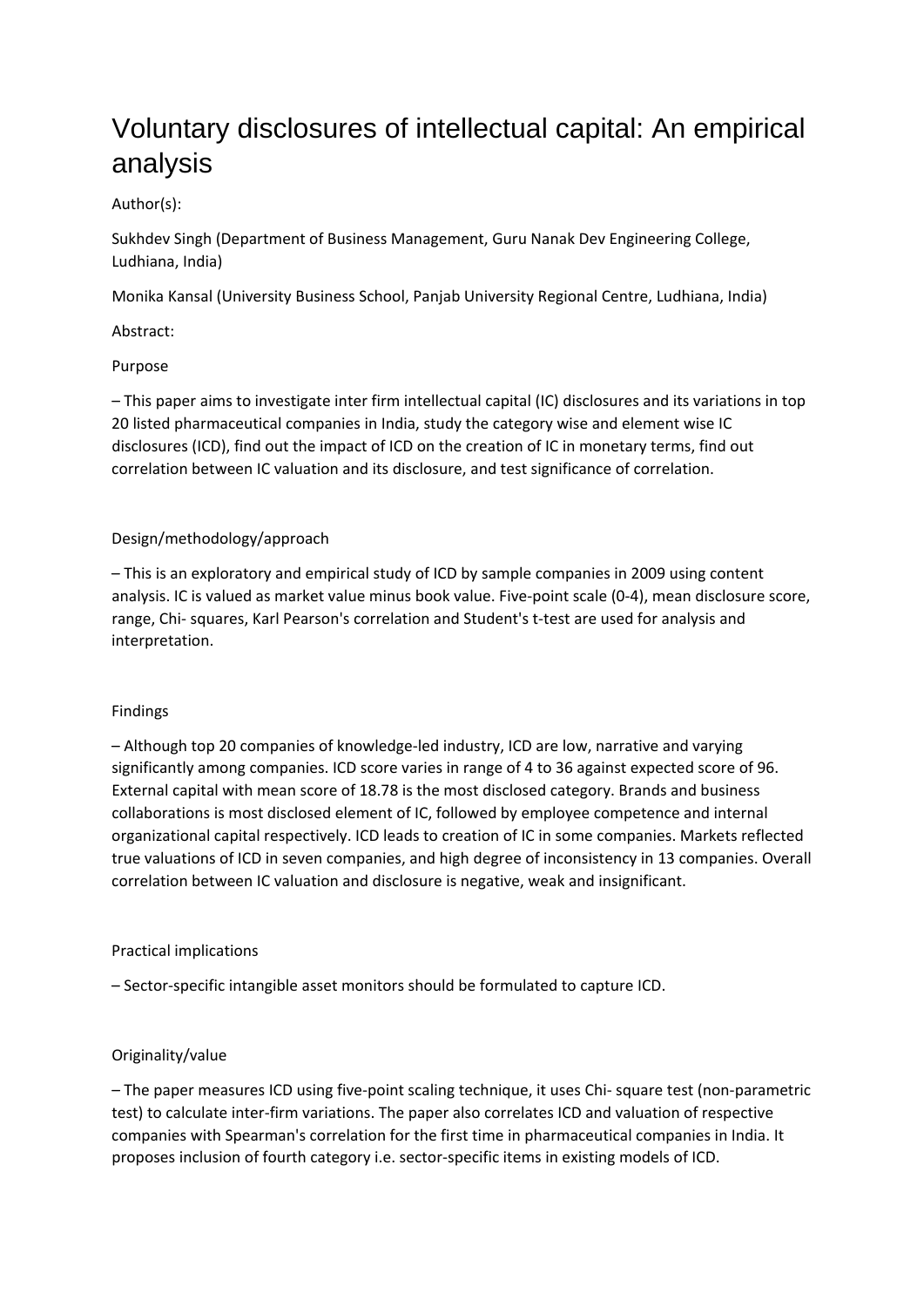# Voluntary disclosures of intellectual capital: An empirical analysis

Author(s):

Sukhdev Singh (Department of Business Management, Guru Nanak Dev Engineering College, Ludhiana, India)

Monika Kansal (University Business School, Panjab University Regional Centre, Ludhiana, India)

Abstract:

Purpose

– This paper aims to investigate inter firm intellectual capital (IC) disclosures and its variations in top 20 listed pharmaceutical companies in India, study the category wise and element wise IC disclosures (ICD), find out the impact of ICD on the creation of IC in monetary terms, find out correlation between IC valuation and its disclosure, and test significance of correlation.

Design/methodology/approach

– This is an exploratory and empirical study of ICD by sample companies in 2009 using content analysis. IC is valued as market value minus book value. Five-point scale (0-4), mean disclosure score, range, Chi- squares, Karl Pearson's correlation and Student's t-test are used for analysis and interpretation.

Findings

– Although top 20 companies of knowledge-led industry, ICD are low, narrative and varying significantly among companies. ICD score varies in range of 4 to 36 against expected score of 96. External capital with mean score of 18.78 is the most disclosed category. Brands and business collaborations is most disclosed element of IC, followed by employee competence and internal organizational capital respectively. ICD leads to creation of IC in some companies. Markets reflected true valuations of ICD in seven companies, and high degree of inconsistency in 13 companies. Overall correlation between IC valuation and disclosure is negative, weak and insignificant.

Practical implications

– Sector-specific intangible asset monitors should be formulated to capture ICD.

Originality/value

– The paper measures ICD using five-point scaling technique, it uses Chi- square test (non-parametric test) to calculate inter-firm variations. The paper also correlates ICD and valuation of respective companies with Spearman's correlation for the first time in pharmaceutical companies in India. It proposes inclusion of fourth category i.e. sector-specific items in existing models of ICD.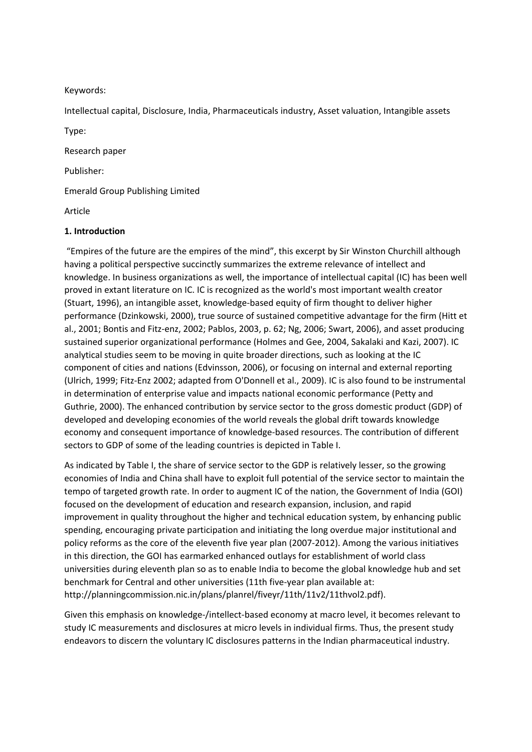Keywords:

Intellectual capital, Disclosure, India, Pharmaceuticals industry, Asset valuation, Intangible assets

Type:

Research paper

Publisher:

Emerald Group Publishing Limited

Article

**1. Introduction**

"Empires of the future are the empires of the mind", this excerpt by Sir Winston Churchill although having a political perspective succinctly summarizes the extreme relevance of intellect and knowledge. In business organizations as well, the importance of intellectual capital (IC) has been well proved in extant literature on IC. IC is recognized as the world's most important wealth creator (Stuart, 1996), an intangible asset, knowledge-based equity of firm thought to deliver higher performance (Dzinkowski, 2000), true source of sustained competitive advantage for the firm (Hitt et al., 2001; Bontis and Fitz-enz, 2002; Pablos, 2003, p. 62; Ng, 2006; Swart, 2006), and asset producing sustained superior organizational performance (Holmes and Gee, 2004, Sakalaki and Kazi, 2007). IC analytical studies seem to be moving in quite broader directions, such as looking at the IC component of cities and nations (Edvinsson, 2006), or focusing on internal and external reporting (Ulrich, 1999; Fitz-Enz 2002; adapted from O'Donnell et al., 2009). IC is also found to be instrumental in determination of enterprise value and impacts national economic performance (Petty and Guthrie, 2000). The enhanced contribution by service sector to the gross domestic product (GDP) of developed and developing economies of the world reveals the global drift towards knowledge economy and consequent importance of knowledge-based resources. The contribution of different sectors to GDP of some of the leading countries is depicted in Table I.

As indicated by Table I, the share of service sector to the GDP is relatively lesser, so the growing economies of India and China shall have to exploit full potential of the service sector to maintain the tempo of targeted growth rate. In order to augment IC of the nation, the Government of India (GOI) focused on the development of education and research expansion, inclusion, and rapid improvement in quality throughout the higher and technical education system, by enhancing public spending, encouraging private participation and initiating the long overdue major institutional and policy reforms as the core of the eleventh five year plan (2007-2012). Among the various initiatives in this direction, the GOI has earmarked enhanced outlays for establishment of world class universities during eleventh plan so as to enable India to become the global knowledge hub and set benchmark for Central and other universities (11th five-year plan available at: http://planningcommission.nic.in/plans/planrel/fiveyr/11th/11v2/11thvol2.pdf).

Given this emphasis on knowledge-/intellect-based economy at macro level, it becomes relevant to study IC measurements and disclosures at micro levels in individual firms. Thus, the present study endeavors to discern the voluntary IC disclosures patterns in the Indian pharmaceutical industry.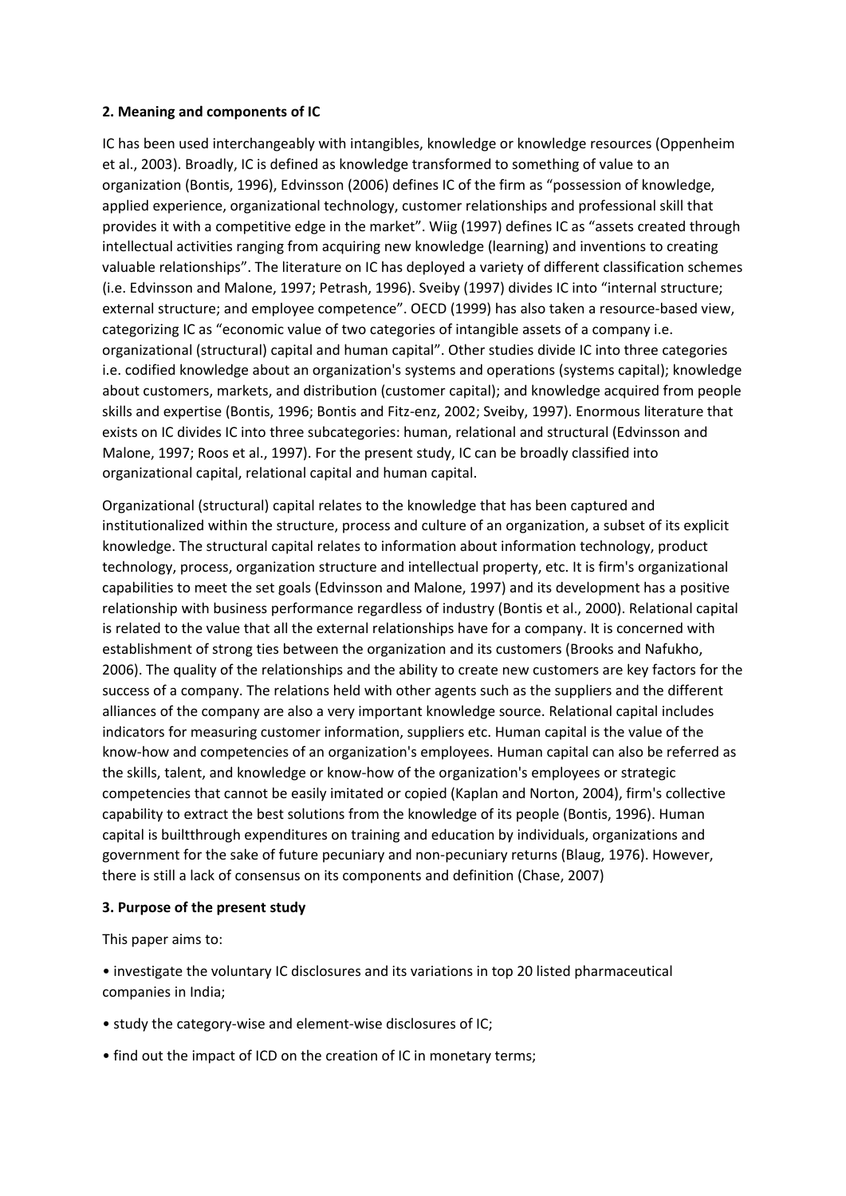**2. Meaning and components of IC**

IC has been used interchangeably with intangibles, knowledge or knowledge resources (Oppenheim et al., 2003). Broadly, IC is defined as knowledge transformed to something of value to an organization (Bontis, 1996), Edvinsson (2006) defines IC of the firm as “possession of knowledge, applied experience, organizational technology, customer relationships and professional skill that provides it with a competitive edge in the market”. Wiig (1997) defines IC as “assets created through intellectual activities ranging from acquiring new knowledge (learning) and inventions to creating valuable relationships”. The literature on IC has deployed a variety of different classification schemes (i.e. Edvinsson and Malone, 1997; Petrash, 1996). Sveiby (1997) divides IC into “internal structure; external structure; and employee competence”. OECD (1999) has also taken a resource-based view, categorizing IC as “economic value of two categories of intangible assets of a company i.e. organizational (structural) capital and human capital”. Other studies divide IC into three categories i.e. codified knowledge about an organization's systems and operations (systems capital); knowledge about customers, markets, and distribution (customer capital); and knowledge acquired from people skills and expertise (Bontis, 1996; Bontis and Fitz-enz, 2002; Sveiby, 1997). Enormous literature that exists on IC divides IC into three subcategories: human, relational and structural (Edvinsson and Malone, 1997; Roos et al., 1997). For the present study, IC can be broadly classified into organizational capital, relational capital and human capital.

Organizational (structural) capital relates to the knowledge that has been captured and institutionalized within the structure, process and culture of an organization, a subset of its explicit knowledge. The structural capital relates to information about information technology, product technology, process, organization structure and intellectual property, etc. It is firm's organizational capabilities to meet the set goals (Edvinsson and Malone, 1997) and its development has a positive relationship with business performance regardless of industry (Bontis et al., 2000). Relational capital is related to the value that all the external relationships have for a company. It is concerned with establishment of strong ties between the organization and its customers (Brooks and Nafukho, 2006). The quality of the relationships and the ability to create new customers are key factors for the success of a company. The relations held with other agents such as the suppliers and the different alliances of the company are also a very important knowledge source. Relational capital includes indicators for measuring customer information, suppliers etc. Human capital is the value of the know-how and competencies of an organization's employees. Human capital can also be referred as the skills, talent, and knowledge or know-how of the organization's employees or strategic competencies that cannot be easily imitated or copied (Kaplan and Norton, 2004), firm's collective capability to extract the best solutions from the knowledge of its people (Bontis, 1996). Human capital is builtthrough expenditures on training and education by individuals, organizations and government for the sake of future pecuniary and non-pecuniary returns (Blaug, 1976). However, there is still a lack of consensus on its components and definition (Chase, 2007)

**3. Purpose of the present study**

This paper aims to:

- investigate the voluntary IC disclosures and its variations in top 20 listed pharmaceutical companies in India;
- study the category-wise and element-wise disclosures of IC;
- find out the impact of ICD on the creation of IC in monetary terms;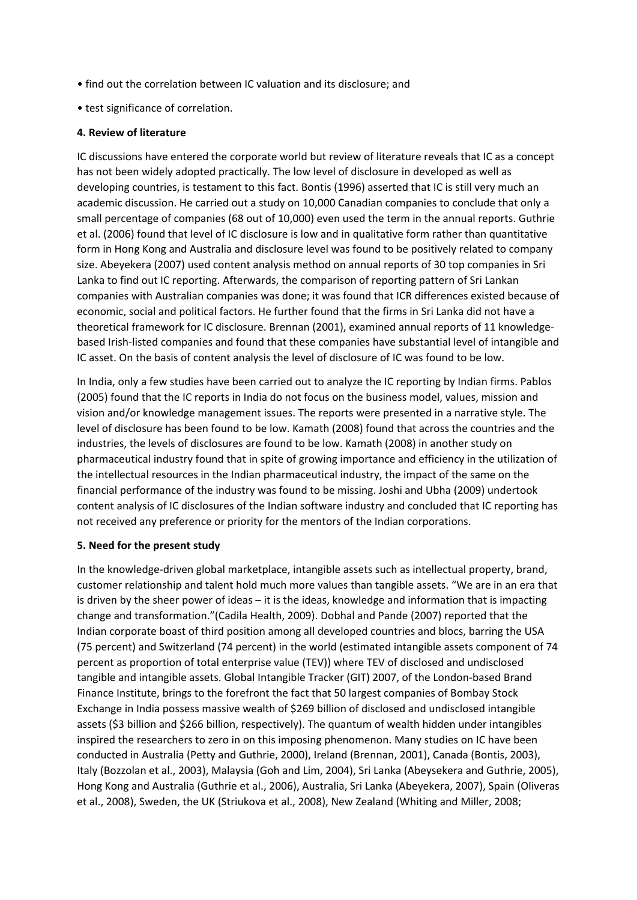- find out the correlation between IC valuation and its disclosure; and
- test significance of correlation.

## 4. Review of literature

IC discussions have entered the corporate world but review of literature reveals that IC as a concept has not been widely adopted practically. The low level of disclosure in developed as well as developing countries, is testament to this fact. Bontis (1996) asserted that IC is still very much an academic discussion. He carried out a study on 10,000 Canadian companies to conclude that only a small percentage of companies (68 out of 10,000) even used the term in the annual reports. Guthrie et al. (2006) found that level of IC disclosure is low and in qualitative form rather than quantitative form in Hong Kong and Australia and disclosure level was found to be positively related to company size. Abeyekera (2007) used content analysis method on annual reports of 30 top companies in Sri Lanka to find out IC reporting. Afterwards, the comparison of reporting pattern of Sri Lankan companies with Australian companies was done; it was found that ICR differences existed because of economic, social and political factors. He further found that the firms in Sri Lanka did not have a theoretical framework for IC disclosure. Brennan (2001), examined annual reports of 11 knowledge-based Irish-listed companies and found that these companies have substantial level of intangible and IC asset. On the basis of content analysis the level of disclosure of IC was found to be low.

In India, only a few studies have been carried out to analyze the IC reporting by Indian firms. Pablos (2005) found that the IC reports in India do not focus on the business model, values, mission and vision and/or knowledge management issues. The reports were presented in a narrative style. The level of disclosure has been found to be low. Kamath (2008) found that across the countries and the industries, the levels of disclosures are found to be low. Kamath (2008) in another study on pharmaceutical industry found that in spite of growing importance and efficiency in the utilization of the intellectual resources in the Indian pharmaceutical industry, the impact of the same on the financial performance of the industry was found to be missing. Joshi and Ubha (2009) undertook content analysis of IC disclosures of the Indian software industry and concluded that IC reporting has not received any preference or priority for the mentors of the Indian corporations.

## 5. Need for the present study

In the knowledge-driven global marketplace, intangible assets such as intellectual property, brand, customer relationship and talent hold much more values than tangible assets. “We are in an era that is driven by the sheer power of ideas – it is the ideas, knowledge and information that is impacting change and transformation.”(Cadila Health, 2009). Dobhal and Pande (2007) reported that the Indian corporate boast of third position among all developed countries and blocs, barring the USA (75 percent) and Switzerland (74 percent) in the world (estimated intangible assets component of 74 percent as proportion of total enterprise value (TEV)) where TEV of disclosed and undisclosed tangible and intangible assets. Global Intangible Tracker (GIT) 2007, of the London-based Brand Finance Institute, brings to the forefront the fact that 50 largest companies of Bombay Stock Exchange in India possess massive wealth of $269 billion of disclosed and undisclosed intangible assets ($3 billion and $266 billion, respectively). The quantum of wealth hidden under intangibles inspired the researchers to zero in on this imposing phenomenon. Many studies on IC have been conducted in Australia (Petty and Guthrie, 2000), Ireland (Brennan, 2001), Canada (Bontis, 2003), Italy (Bozzolan et al., 2003), Malaysia (Goh and Lim, 2004), Sri Lanka (Abeysekera and Guthrie, 2005), Hong Kong and Australia (Guthrie et al., 2006), Australia, Sri Lanka (Abeyekera, 2007), Spain (Oliveras et al., 2008), Sweden, the UK (Striukova et al., 2008), New Zealand (Whiting and Miller, 2008;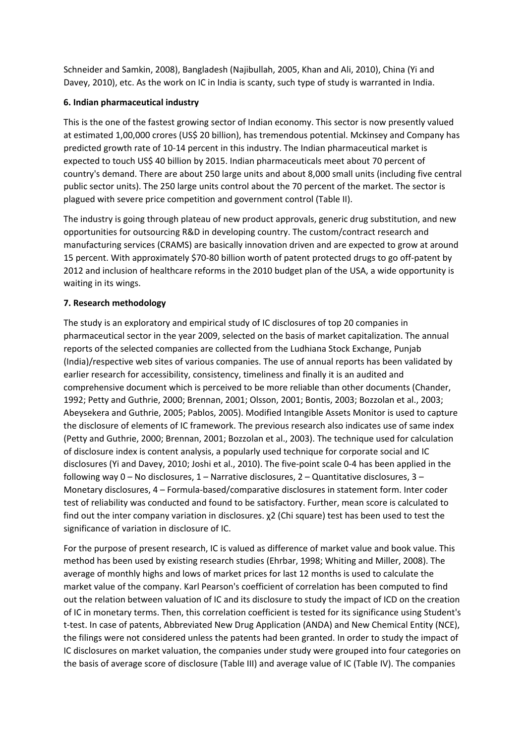Schneider and Samkin, 2008), Bangladesh (Najibullah, 2005, Khan and Ali, 2010), China (Yi and Davey, 2010), etc. As the work on IC in India is scanty, such type of study is warranted in India.

**6. Indian pharmaceutical industry**

This is the one of the fastest growing sector of Indian economy. This sector is now presently valued at estimated 1,00,000 crores (US$ 20 billion), has tremendous potential. Mckinsey and Company has predicted growth rate of 10-14 percent in this industry. The Indian pharmaceutical market is expected to touch US$ 40 billion by 2015. Indian pharmaceuticals meet about 70 percent of country's demand. There are about 250 large units and about 8,000 small units (including five central public sector units). The 250 large units control about the 70 percent of the market. The sector is plagued with severe price competition and government control (Table II).

The industry is going through plateau of new product approvals, generic drug substitution, and new opportunities for outsourcing R&D in developing country. The custom/contract research and manufacturing services (CRAMS) are basically innovation driven and are expected to grow at around 15 percent. With approximately $70-80 billion worth of patent protected drugs to go off-patent by 2012 and inclusion of healthcare reforms in the 2010 budget plan of the USA, a wide opportunity is waiting in its wings.

**7. Research methodology**

The study is an exploratory and empirical study of IC disclosures of top 20 companies in pharmaceutical sector in the year 2009, selected on the basis of market capitalization. The annual reports of the selected companies are collected from the Ludhiana Stock Exchange, Punjab (India)/respective web sites of various companies. The use of annual reports has been validated by earlier research for accessibility, consistency, timeliness and finally it is an audited and comprehensive document which is perceived to be more reliable than other documents (Chander, 1992; Petty and Guthrie, 2000; Brennan, 2001; Olsson, 2001; Bontis, 2003; Bozzolan et al., 2003; Abeysekera and Guthrie, 2005; Pablos, 2005). Modified Intangible Assets Monitor is used to capture the disclosure of elements of IC framework. The previous research also indicates use of same index (Petty and Guthrie, 2000; Brennan, 2001; Bozzolan et al., 2003). The technique used for calculation of disclosure index is content analysis, a popularly used technique for corporate social and IC disclosures (Yi and Davey, 2010; Joshi et al., 2010). The five-point scale 0-4 has been applied in the following way 0 – No disclosures, 1 – Narrative disclosures, 2 – Quantitative disclosures, 3 – Monetary disclosures, 4 – Formula-based/comparative disclosures in statement form. Inter coder test of reliability was conducted and found to be satisfactory. Further, mean score is calculated to find out the inter company variation in disclosures. $\chi^2$ (Chi square) test has been used to test the significance of variation in disclosure of IC.

For the purpose of present research, IC is valued as difference of market value and book value. This method has been used by existing research studies (Ehrbar, 1998; Whiting and Miller, 2008). The average of monthly highs and lows of market prices for last 12 months is used to calculate the market value of the company. Karl Pearson's coefficient of correlation has been computed to find out the relation between valuation of IC and its disclosure to study the impact of ICD on the creation of IC in monetary terms. Then, this correlation coefficient is tested for its significance using Student's t-test. In case of patents, Abbreviated New Drug Application (ANDA) and New Chemical Entity (NCE), the filings were not considered unless the patents had been granted. In order to study the impact of IC disclosures on market valuation, the companies under study were grouped into four categories on the basis of average score of disclosure (Table III) and average value of IC (Table IV). The companies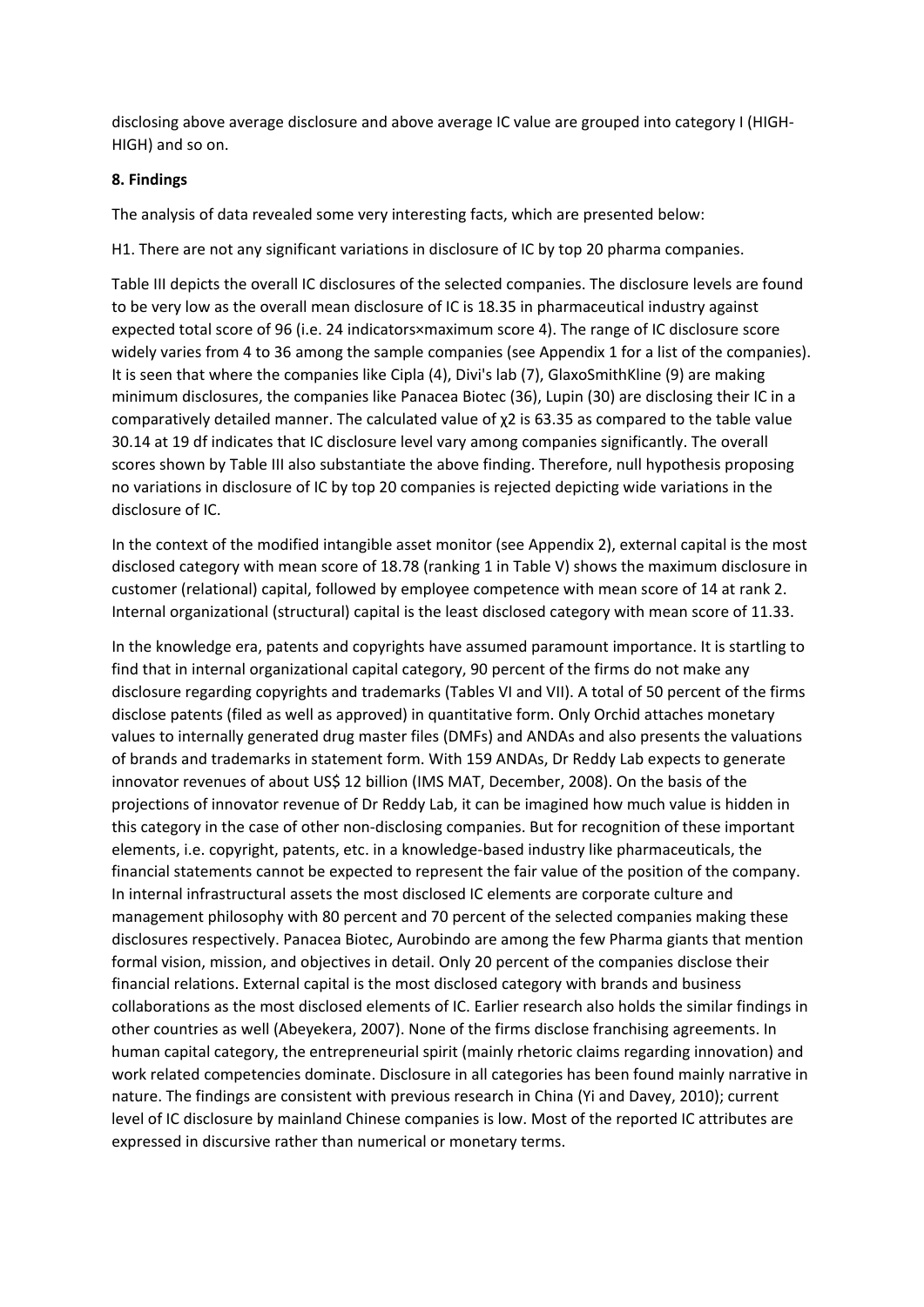disclosing above average disclosure and above average IC value are grouped into category I (HIGH-HIGH) and so on.

## 8. Findings

The analysis of data revealed some very interesting facts, which are presented below:

H1. There are not any significant variations in disclosure of IC by top 20 pharma companies.

Table III depicts the overall IC disclosures of the selected companies. The disclosure levels are found to be very low as the overall mean disclosure of IC is 18.35 in pharmaceutical industry against expected total score of 96 (i.e. 24 indicators×maximum score 4). The range of IC disclosure score widely varies from 4 to 36 among the sample companies (see Appendix 1 for a list of the companies). It is seen that where the companies like Cipla (4), Divi's lab (7), GlaxoSmithKline (9) are making minimum disclosures, the companies like Panacea Biotec (36), Lupin (30) are disclosing their IC in a comparatively detailed manner. The calculated value of $\chi^2$ is 63.35 as compared to the table value 30.14 at 19 df indicates that IC disclosure level vary among companies significantly. The overall scores shown by Table III also substantiate the above finding. Therefore, null hypothesis proposing no variations in disclosure of IC by top 20 companies is rejected depicting wide variations in the disclosure of IC.

In the context of the modified intangible asset monitor (see Appendix 2), external capital is the most disclosed category with mean score of 18.78 (ranking 1 in Table V) shows the maximum disclosure in customer (relational) capital, followed by employee competence with mean score of 14 at rank 2. Internal organizational (structural) capital is the least disclosed category with mean score of 11.33.

In the knowledge era, patents and copyrights have assumed paramount importance. It is startling to find that in internal organizational capital category, 90 percent of the firms do not make any disclosure regarding copyrights and trademarks (Tables VI and VII). A total of 50 percent of the firms disclose patents (filed as well as approved) in quantitative form. Only Orchid attaches monetary values to internally generated drug master files (DMFs) and ANDAs and also presents the valuations of brands and trademarks in statement form. With 159 ANDAs, Dr Reddy Lab expects to generate innovator revenues of about US$ 12 billion (IMS MAT, December, 2008). On the basis of the projections of innovator revenue of Dr Reddy Lab, it can be imagined how much value is hidden in this category in the case of other non-disclosing companies. But for recognition of these important elements, i.e. copyright, patents, etc. in a knowledge-based industry like pharmaceuticals, the financial statements cannot be expected to represent the fair value of the position of the company. In internal infrastructural assets the most disclosed IC elements are corporate culture and management philosophy with 80 percent and 70 percent of the selected companies making these disclosures respectively. Panacea Biotec, Aurobindo are among the few Pharma giants that mention formal vision, mission, and objectives in detail. Only 20 percent of the companies disclose their financial relations. External capital is the most disclosed category with brands and business collaborations as the most disclosed elements of IC. Earlier research also holds the similar findings in other countries as well (Abeyekera, 2007). None of the firms disclose franchising agreements. In human capital category, the entrepreneurial spirit (mainly rhetoric claims regarding innovation) and work related competencies dominate. Disclosure in all categories has been found mainly narrative in nature. The findings are consistent with previous research in China (Yi and Davey, 2010); current level of IC disclosure by mainland Chinese companies is low. Most of the reported IC attributes are expressed in discursive rather than numerical or monetary terms.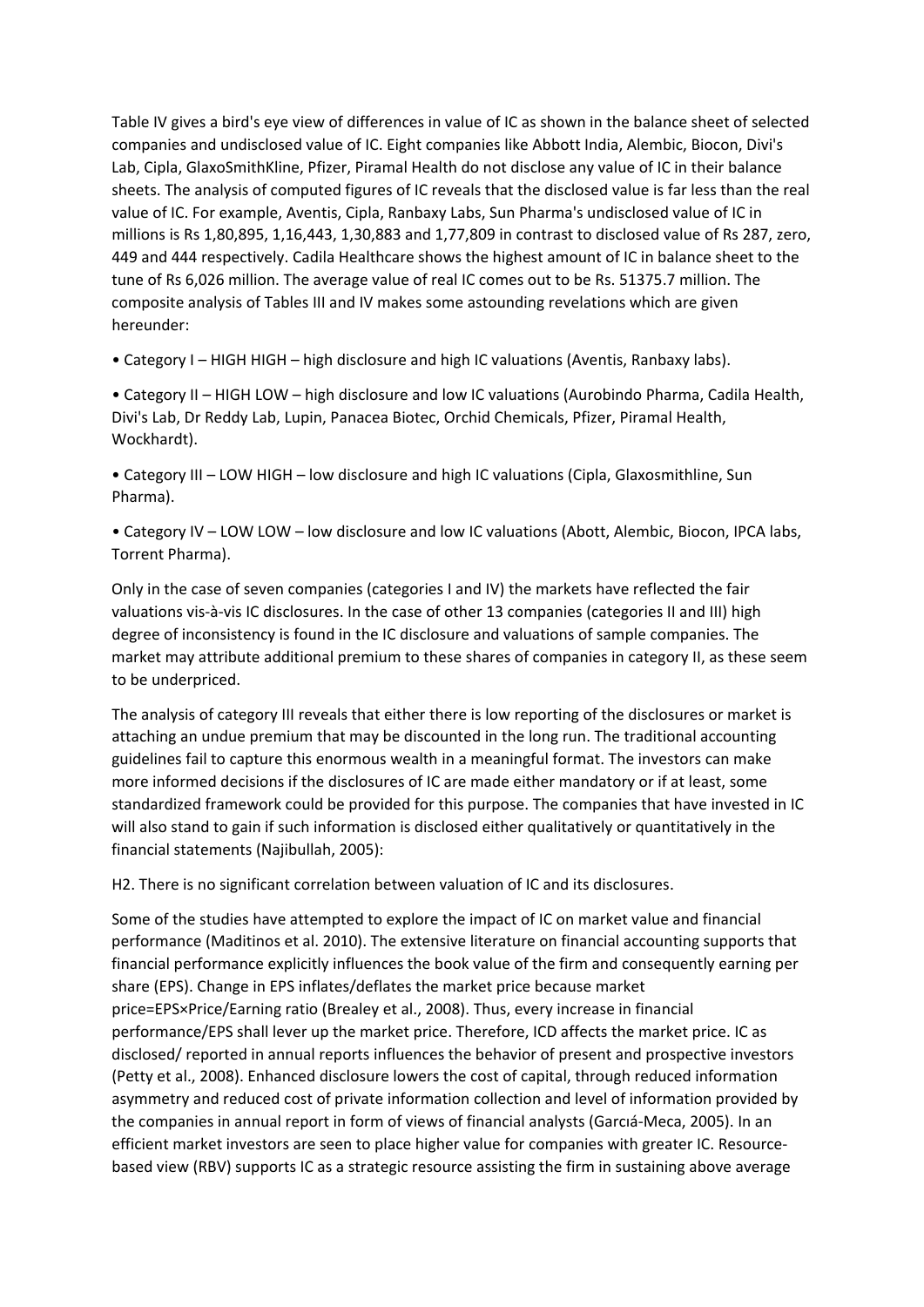Table IV gives a bird's eye view of differences in value of IC as shown in the balance sheet of selected companies and undisclosed value of IC. Eight companies like Abbott India, Alembic, Biocon, Divi's Lab, Cipla, GlaxoSmithKline, Pfizer, Piramal Health do not disclose any value of IC in their balance sheets. The analysis of computed figures of IC reveals that the disclosed value is far less than the real value of IC. For example, Aventis, Cipla, Ranbaxy Labs, Sun Pharma's undisclosed value of IC in millions is Rs 1,80,895, 1,16,443, 1,30,883 and 1,77,809 in contrast to disclosed value of Rs 287, zero, 449 and 444 respectively. Cadila Healthcare shows the highest amount of IC in balance sheet to the tune of Rs 6,026 million. The average value of real IC comes out to be Rs. 51375.7 million. The composite analysis of Tables III and IV makes some astounding revelations which are given hereunder:

- Category I – HIGH HIGH – high disclosure and high IC valuations (Aventis, Ranbaxy labs).
- Category II – HIGH LOW – high disclosure and low IC valuations (Aurobindo Pharma, Cadila Health, Divi's Lab, Dr Reddy Lab, Lupin, Panacea Biotec, Orchid Chemicals, Pfizer, Piramal Health, Wockhardt).
- Category III – LOW HIGH – low disclosure and high IC valuations (Cipla, Glaxosmithline, Sun Pharma).
- Category IV – LOW LOW – low disclosure and low IC valuations (Abott, Alembic, Biocon, IPCA labs, Torrent Pharma).

Only in the case of seven companies (categories I and IV) the markets have reflected the fair valuations vis-à-vis IC disclosures. In the case of other 13 companies (categories II and III) high degree of inconsistency is found in the IC disclosure and valuations of sample companies. The market may attribute additional premium to these shares of companies in category II, as these seem to be underpriced.

The analysis of category III reveals that either there is low reporting of the disclosures or market is attaching an undue premium that may be discounted in the long run. The traditional accounting guidelines fail to capture this enormous wealth in a meaningful format. The investors can make more informed decisions if the disclosures of IC are made either mandatory or if at least, some standardized framework could be provided for this purpose. The companies that have invested in IC will also stand to gain if such information is disclosed either qualitatively or quantitatively in the financial statements (Najibullah, 2005):

H2. There is no significant correlation between valuation of IC and its disclosures.

Some of the studies have attempted to explore the impact of IC on market value and financial performance (Maditinos et al. 2010). The extensive literature on financial accounting supports that financial performance explicitly influences the book value of the firm and consequently earning per share (EPS). Change in EPS inflates/deflates the market price because market price=EPS×Price/Earning ratio (Brealey et al., 2008). Thus, every increase in financial performance/EPS shall lever up the market price. Therefore, ICD affects the market price. IC as disclosed/ reported in annual reports influences the behavior of present and prospective investors (Petty et al., 2008). Enhanced disclosure lowers the cost of capital, through reduced information asymmetry and reduced cost of private information collection and level of information provided by the companies in annual report in form of views of financial analysts (Garcıá-Meca, 2005). In an efficient market investors are seen to place higher value for companies with greater IC. Resource-based view (RBV) supports IC as a strategic resource assisting the firm in sustaining above average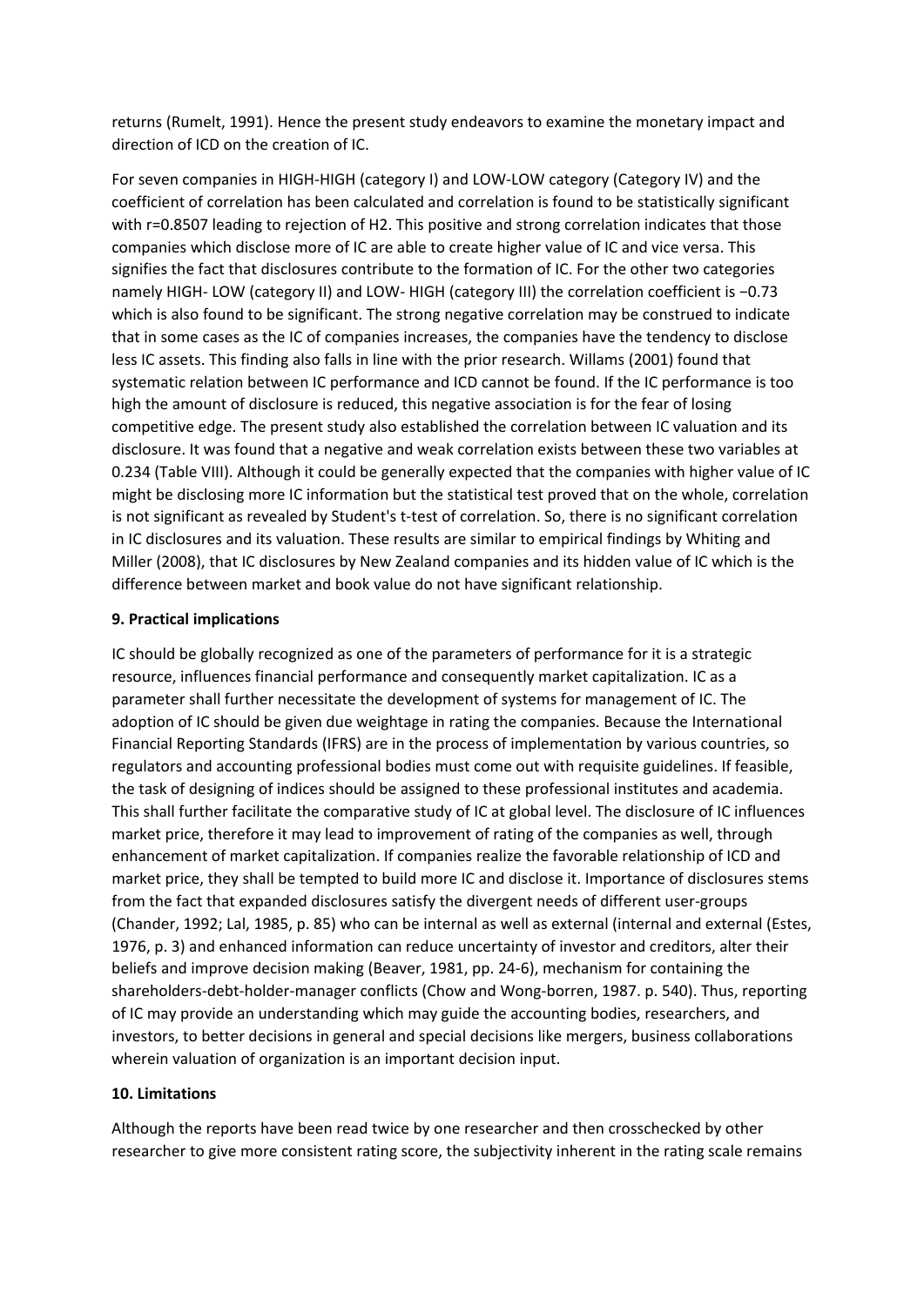returns (Rumelt, 1991). Hence the present study endeavors to examine the monetary impact and direction of ICD on the creation of IC.

For seven companies in HIGH-HIGH (category I) and LOW-LOW category (Category IV) and the coefficient of correlation has been calculated and correlation is found to be statistically significant with $r=0.8507$ leading to rejection of H2. This positive and strong correlation indicates that those companies which disclose more of IC are able to create higher value of IC and vice versa. This signifies the fact that disclosures contribute to the formation of IC. For the other two categories namely HIGH- LOW (category II) and LOW- HIGH (category III) the correlation coefficient is −0.73 which is also found to be significant. The strong negative correlation may be construed to indicate that in some cases as the IC of companies increases, the companies have the tendency to disclose less IC assets. This finding also falls in line with the prior research. Willams (2001) found that systematic relation between IC performance and ICD cannot be found. If the IC performance is too high the amount of disclosure is reduced, this negative association is for the fear of losing competitive edge. The present study also established the correlation between IC valuation and its disclosure. It was found that a negative and weak correlation exists between these two variables at 0.234 (Table VIII). Although it could be generally expected that the companies with higher value of IC might be disclosing more IC information but the statistical test proved that on the whole, correlation is not significant as revealed by Student's t-test of correlation. So, there is no significant correlation in IC disclosures and its valuation. These results are similar to empirical findings by Whiting and Miller (2008), that IC disclosures by New Zealand companies and its hidden value of IC which is the difference between market and book value do not have significant relationship.

## 9. Practical implications

IC should be globally recognized as one of the parameters of performance for it is a strategic resource, influences financial performance and consequently market capitalization. IC as a parameter shall further necessitate the development of systems for management of IC. The adoption of IC should be given due weightage in rating the companies. Because the International Financial Reporting Standards (IFRS) are in the process of implementation by various countries, so regulators and accounting professional bodies must come out with requisite guidelines. If feasible, the task of designing of indices should be assigned to these professional institutes and academia. This shall further facilitate the comparative study of IC at global level. The disclosure of IC influences market price, therefore it may lead to improvement of rating of the companies as well, through enhancement of market capitalization. If companies realize the favorable relationship of ICD and market price, they shall be tempted to build more IC and disclose it. Importance of disclosures stems from the fact that expanded disclosures satisfy the divergent needs of different user-groups (Chander, 1992; Lal, 1985, p. 85) who can be internal as well as external (internal and external (Estes, 1976, p. 3) and enhanced information can reduce uncertainty of investor and creditors, alter their beliefs and improve decision making (Beaver, 1981, pp. 24-6), mechanism for containing the shareholders-debt-holder-manager conflicts (Chow and Wong-borren, 1987. p. 540). Thus, reporting of IC may provide an understanding which may guide the accounting bodies, researchers, and investors, to better decisions in general and special decisions like mergers, business collaborations wherein valuation of organization is an important decision input.

## 10. Limitations

Although the reports have been read twice by one researcher and then crosschecked by other researcher to give more consistent rating score, the subjectivity inherent in the rating scale remains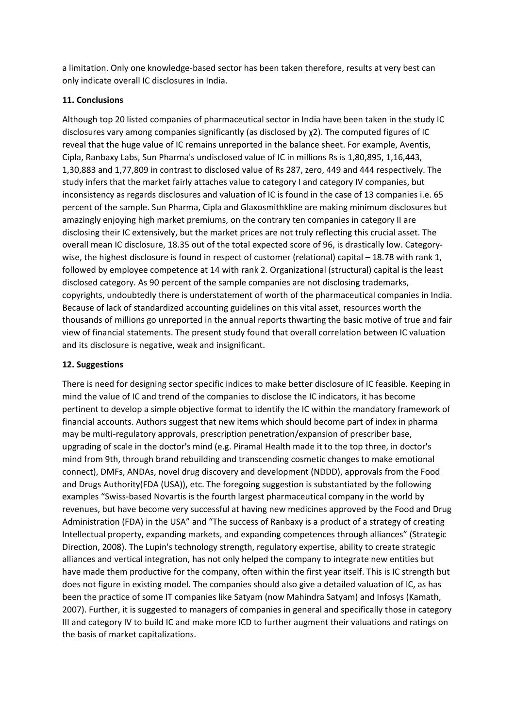a limitation. Only one knowledge-based sector has been taken therefore, results at very best can only indicate overall IC disclosures in India.

## 11. Conclusions

Although top 20 listed companies of pharmaceutical sector in India have been taken in the study IC disclosures vary among companies significantly (as disclosed by $\chi 2$). The computed figures of IC reveal that the huge value of IC remains unreported in the balance sheet. For example, Aventis, Cipla, Ranbaxy Labs, Sun Pharma's undisclosed value of IC in millions Rs is 1,80,895, 1,16,443, 1,30,883 and 1,77,809 in contrast to disclosed value of Rs 287, zero, 449 and 444 respectively. The study infers that the market fairly attaches value to category I and category IV companies, but inconsistency as regards disclosures and valuation of IC is found in the case of 13 companies i.e. 65 percent of the sample. Sun Pharma, Cipla and Glaxosmithkline are making minimum disclosures but amazingly enjoying high market premiums, on the contrary ten companies in category II are disclosing their IC extensively, but the market prices are not truly reflecting this crucial asset. The overall mean IC disclosure, 18.35 out of the total expected score of 96, is drastically low. Category-wise, the highest disclosure is found in respect of customer (relational) capital – 18.78 with rank 1, followed by employee competence at 14 with rank 2. Organizational (structural) capital is the least disclosed category. As 90 percent of the sample companies are not disclosing trademarks, copyrights, undoubtedly there is understatement of worth of the pharmaceutical companies in India. Because of lack of standardized accounting guidelines on this vital asset, resources worth the thousands of millions go unreported in the annual reports thwarting the basic motive of true and fair view of financial statements. The present study found that overall correlation between IC valuation and its disclosure is negative, weak and insignificant.

## 12. Suggestions

There is need for designing sector specific indices to make better disclosure of IC feasible. Keeping in mind the value of IC and trend of the companies to disclose the IC indicators, it has become pertinent to develop a simple objective format to identify the IC within the mandatory framework of financial accounts. Authors suggest that new items which should become part of index in pharma may be multi-regulatory approvals, prescription penetration/expansion of prescriber base, upgrading of scale in the doctor's mind (e.g. Piramal Health made it to the top three, in doctor's mind from 9th, through brand rebuilding and transcending cosmetic changes to make emotional connect), DMFs, ANDAs, novel drug discovery and development (NDDD), approvals from the Food and Drugs Authority(FDA (USA)), etc. The foregoing suggestion is substantiated by the following examples "Swiss-based Novartis is the fourth largest pharmaceutical company in the world by revenues, but have become very successful at having new medicines approved by the Food and Drug Administration (FDA) in the USA" and "The success of Ranbaxy is a product of a strategy of creating Intellectual property, expanding markets, and expanding competences through alliances" (Strategic Direction, 2008). The Lupin's technology strength, regulatory expertise, ability to create strategic alliances and vertical integration, has not only helped the company to integrate new entities but have made them productive for the company, often within the first year itself. This is IC strength but does not figure in existing model. The companies should also give a detailed valuation of IC, as has been the practice of some IT companies like Satyam (now Mahindra Satyam) and Infosys (Kamath, 2007). Further, it is suggested to managers of companies in general and specifically those in category III and category IV to build IC and make more ICD to further augment their valuations and ratings on the basis of market capitalizations.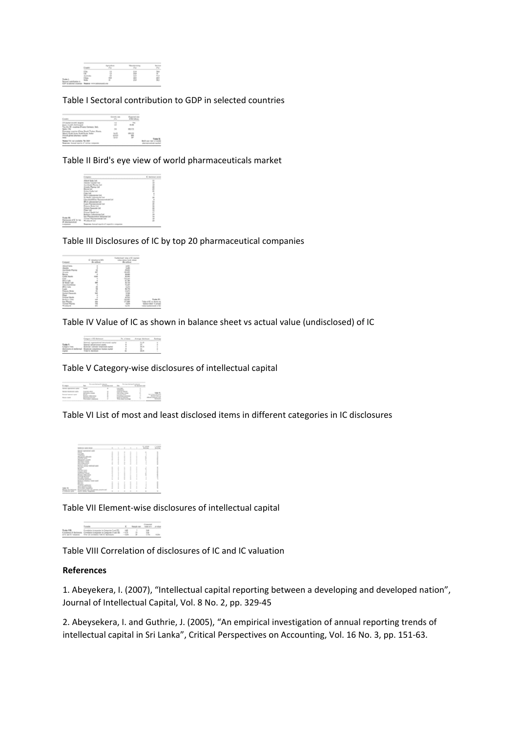Table I Sectoral contribution to GDP in selected countries

Table II Bird's eye view of world pharmaceuticals market

Table III Disclosures of IC by top 20 pharmaceutical companies

Table IV Value of IC as shown in balance sheet vs actual value (undisclosed) of IC

Table V Category-wise disclosures of intellectual capital

Table VI List of most and least disclosed items in different categories in IC disclosures

Table VII Element-wise disclosures of intellectual capital

Table VIII Correlation of disclosures of IC and IC valuation

**References**

1. Abeyekera, I. (2007), "Intellectual capital reporting between a developing and developed nation", Journal of Intellectual Capital, Vol. 8 No. 2, pp. 329-45

2. Abeysekera, I. and Guthrie, J. (2005), "An empirical investigation of annual reporting trends of intellectual capital in Sri Lanka", Critical Perspectives on Accounting, Vol. 16 No. 3, pp. 151-63.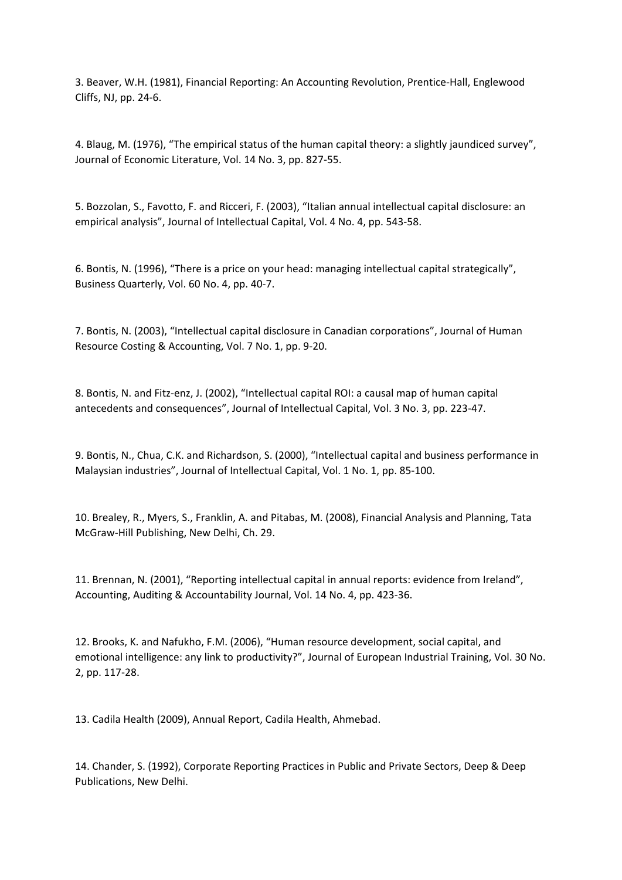3. Beaver, W.H. (1981), Financial Reporting: An Accounting Revolution, Prentice-Hall, Englewood Cliffs, NJ, pp. 24-6.

4. Blaug, M. (1976), "The empirical status of the human capital theory: a slightly jaundiced survey", Journal of Economic Literature, Vol. 14 No. 3, pp. 827-55.

5. Bozzolan, S., Favotto, F. and Ricceri, F. (2003), "Italian annual intellectual capital disclosure: an empirical analysis", Journal of Intellectual Capital, Vol. 4 No. 4, pp. 543-58.

6. Bontis, N. (1996), "There is a price on your head: managing intellectual capital strategically", Business Quarterly, Vol. 60 No. 4, pp. 40-7.

7. Bontis, N. (2003), "Intellectual capital disclosure in Canadian corporations", Journal of Human Resource Costing & Accounting, Vol. 7 No. 1, pp. 9-20.

8. Bontis, N. and Fitz-enz, J. (2002), "Intellectual capital ROI: a causal map of human capital antecedents and consequences", Journal of Intellectual Capital, Vol. 3 No. 3, pp. 223-47.

9. Bontis, N., Chua, C.K. and Richardson, S. (2000), "Intellectual capital and business performance in Malaysian industries", Journal of Intellectual Capital, Vol. 1 No. 1, pp. 85-100.

10. Brealey, R., Myers, S., Franklin, A. and Pitabas, M. (2008), Financial Analysis and Planning, Tata McGraw-Hill Publishing, New Delhi, Ch. 29.

11. Brennan, N. (2001), "Reporting intellectual capital in annual reports: evidence from Ireland", Accounting, Auditing & Accountability Journal, Vol. 14 No. 4, pp. 423-36.

12. Brooks, K. and Nafukho, F.M. (2006), "Human resource development, social capital, and emotional intelligence: any link to productivity?", Journal of European Industrial Training, Vol. 30 No. 2, pp. 117-28.

13. Cadila Health (2009), Annual Report, Cadila Health, Ahmebad.

14. Chander, S. (1992), Corporate Reporting Practices in Public and Private Sectors, Deep & Deep Publications, New Delhi.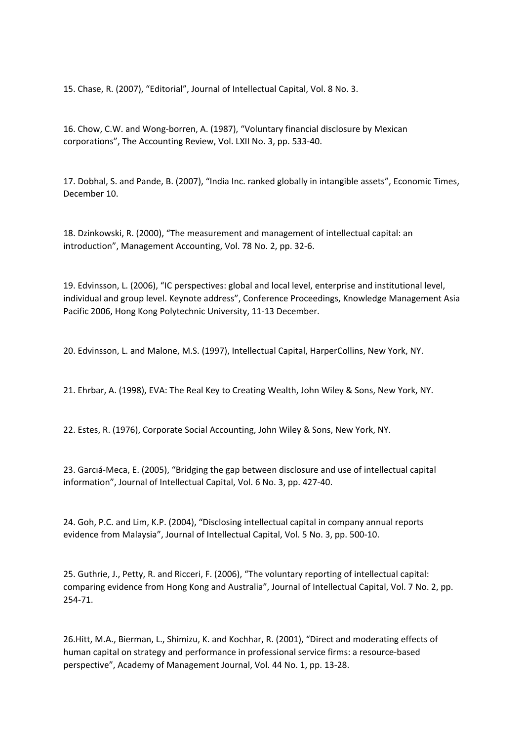15. Chase, R. (2007), “Editorial”, Journal of Intellectual Capital, Vol. 8 No. 3.

16. Chow, C.W. and Wong-borren, A. (1987), “Voluntary financial disclosure by Mexican corporations”, The Accounting Review, Vol. LXII No. 3, pp. 533-40.

17. Dobhal, S. and Pande, B. (2007), “India Inc. ranked globally in intangible assets”, Economic Times, December 10.

18. Dzinkowski, R. (2000), “The measurement and management of intellectual capital: an introduction”, Management Accounting, Vol. 78 No. 2, pp. 32-6.

19. Edvinsson, L. (2006), “IC perspectives: global and local level, enterprise and institutional level, individual and group level. Keynote address”, Conference Proceedings, Knowledge Management Asia Pacific 2006, Hong Kong Polytechnic University, 11-13 December.

20. Edvinsson, L. and Malone, M.S. (1997), Intellectual Capital, HarperCollins, New York, NY.

21. Ehrbar, A. (1998), EVA: The Real Key to Creating Wealth, John Wiley & Sons, New York, NY.

22. Estes, R. (1976), Corporate Social Accounting, John Wiley & Sons, New York, NY.

23. Garcıá-Meca, E. (2005), “Bridging the gap between disclosure and use of intellectual capital information”, Journal of Intellectual Capital, Vol. 6 No. 3, pp. 427-40.

24. Goh, P.C. and Lim, K.P. (2004), “Disclosing intellectual capital in company annual reports evidence from Malaysia”, Journal of Intellectual Capital, Vol. 5 No. 3, pp. 500-10.

25. Guthrie, J., Petty, R. and Ricceri, F. (2006), “The voluntary reporting of intellectual capital: comparing evidence from Hong Kong and Australia”, Journal of Intellectual Capital, Vol. 7 No. 2, pp. 254-71.

26.Hitt, M.A., Bierman, L., Shimizu, K. and Kochhar, R. (2001), “Direct and moderating effects of human capital on strategy and performance in professional service firms: a resource-based perspective”, Academy of Management Journal, Vol. 44 No. 1, pp. 13-28.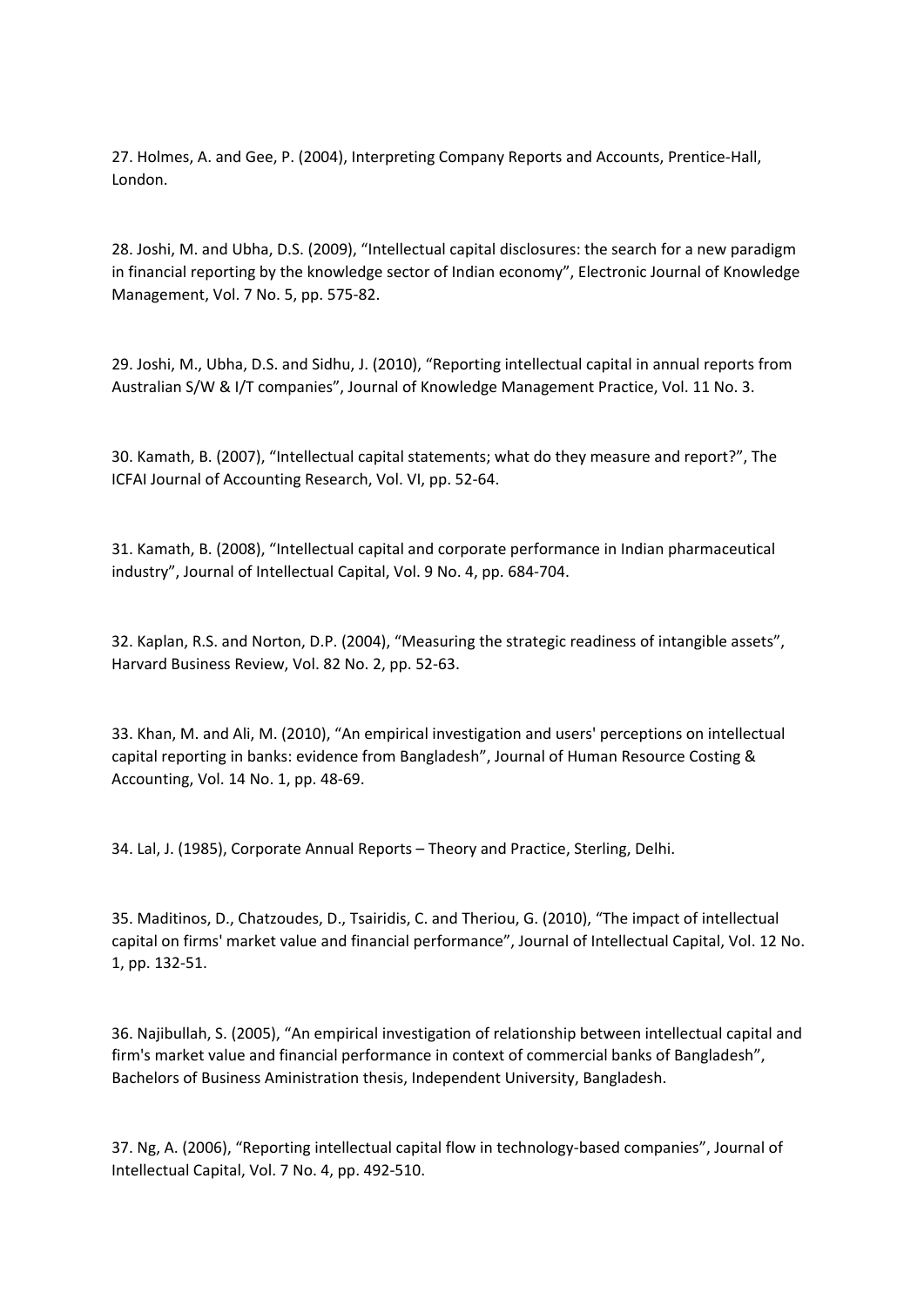27. Holmes, A. and Gee, P. (2004), Interpreting Company Reports and Accounts, Prentice-Hall, London.

28. Joshi, M. and Ubha, D.S. (2009), “Intellectual capital disclosures: the search for a new paradigm in financial reporting by the knowledge sector of Indian economy”, Electronic Journal of Knowledge Management, Vol. 7 No. 5, pp. 575-82.

29. Joshi, M., Ubha, D.S. and Sidhu, J. (2010), “Reporting intellectual capital in annual reports from Australian S/W & I/T companies”, Journal of Knowledge Management Practice, Vol. 11 No. 3.

30. Kamath, B. (2007), “Intellectual capital statements; what do they measure and report?”, The ICFAI Journal of Accounting Research, Vol. VI, pp. 52-64.

31. Kamath, B. (2008), “Intellectual capital and corporate performance in Indian pharmaceutical industry”, Journal of Intellectual Capital, Vol. 9 No. 4, pp. 684-704.

32. Kaplan, R.S. and Norton, D.P. (2004), “Measuring the strategic readiness of intangible assets”, Harvard Business Review, Vol. 82 No. 2, pp. 52-63.

33. Khan, M. and Ali, M. (2010), “An empirical investigation and users' perceptions on intellectual capital reporting in banks: evidence from Bangladesh”, Journal of Human Resource Costing & Accounting, Vol. 14 No. 1, pp. 48-69.

34. Lal, J. (1985), Corporate Annual Reports – Theory and Practice, Sterling, Delhi.

35. Maditinos, D., Chatzoudes, D., Tsairidis, C. and Theriou, G. (2010), “The impact of intellectual capital on firms' market value and financial performance”, Journal of Intellectual Capital, Vol. 12 No. 1, pp. 132-51.

36. Najibullah, S. (2005), “An empirical investigation of relationship between intellectual capital and firm's market value and financial performance in context of commercial banks of Bangladesh”, Bachelors of Business Aministration thesis, Independent University, Bangladesh.

37. Ng, A. (2006), “Reporting intellectual capital flow in technology-based companies”, Journal of Intellectual Capital, Vol. 7 No. 4, pp. 492-510.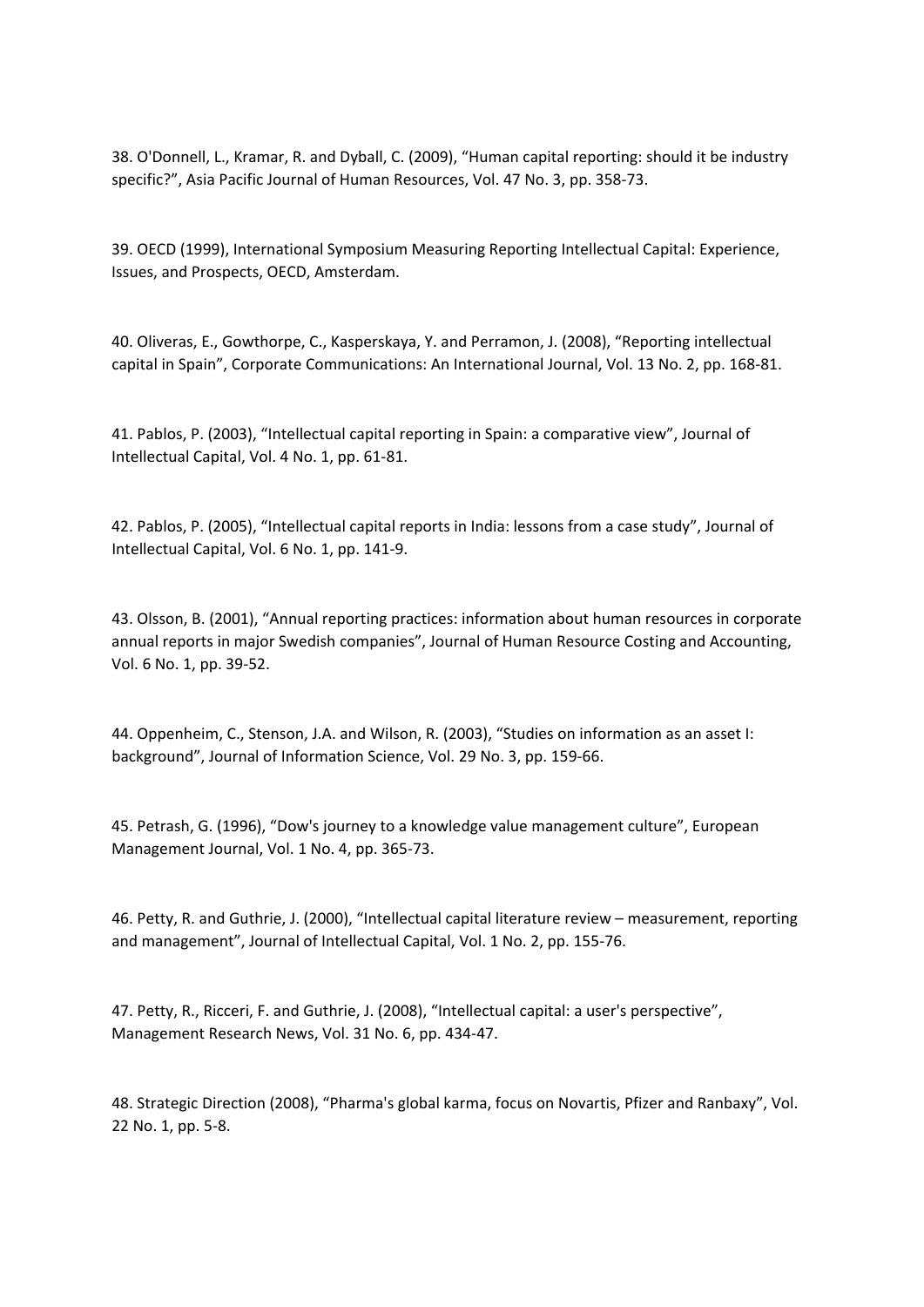38. O'Donnell, L., Kramar, R. and Dyball, C. (2009), “Human capital reporting: should it be industry specific?”, Asia Pacific Journal of Human Resources, Vol. 47 No. 3, pp. 358-73.

39. OECD (1999), International Symposium Measuring Reporting Intellectual Capital: Experience, Issues, and Prospects, OECD, Amsterdam.

40. Oliveras, E., Gowthorpe, C., Kasperskaya, Y. and Perramon, J. (2008), “Reporting intellectual capital in Spain”, Corporate Communications: An International Journal, Vol. 13 No. 2, pp. 168-81.

41. Pablos, P. (2003), “Intellectual capital reporting in Spain: a comparative view”, Journal of Intellectual Capital, Vol. 4 No. 1, pp. 61-81.

42. Pablos, P. (2005), “Intellectual capital reports in India: lessons from a case study”, Journal of Intellectual Capital, Vol. 6 No. 1, pp. 141-9.

43. Olsson, B. (2001), “Annual reporting practices: information about human resources in corporate annual reports in major Swedish companies”, Journal of Human Resource Costing and Accounting, Vol. 6 No. 1, pp. 39-52.

44. Oppenheim, C., Stenson, J.A. and Wilson, R. (2003), “Studies on information as an asset I: background”, Journal of Information Science, Vol. 29 No. 3, pp. 159-66.

45. Petrash, G. (1996), “Dow's journey to a knowledge value management culture”, European Management Journal, Vol. 1 No. 4, pp. 365-73.

46. Petty, R. and Guthrie, J. (2000), “Intellectual capital literature review – measurement, reporting and management”, Journal of Intellectual Capital, Vol. 1 No. 2, pp. 155-76.

47. Petty, R., Ricceri, F. and Guthrie, J. (2008), “Intellectual capital: a user's perspective”, Management Research News, Vol. 31 No. 6, pp. 434-47.

48. Strategic Direction (2008), “Pharma's global karma, focus on Novartis, Pfizer and Ranbaxy”, Vol. 22 No. 1, pp. 5-8.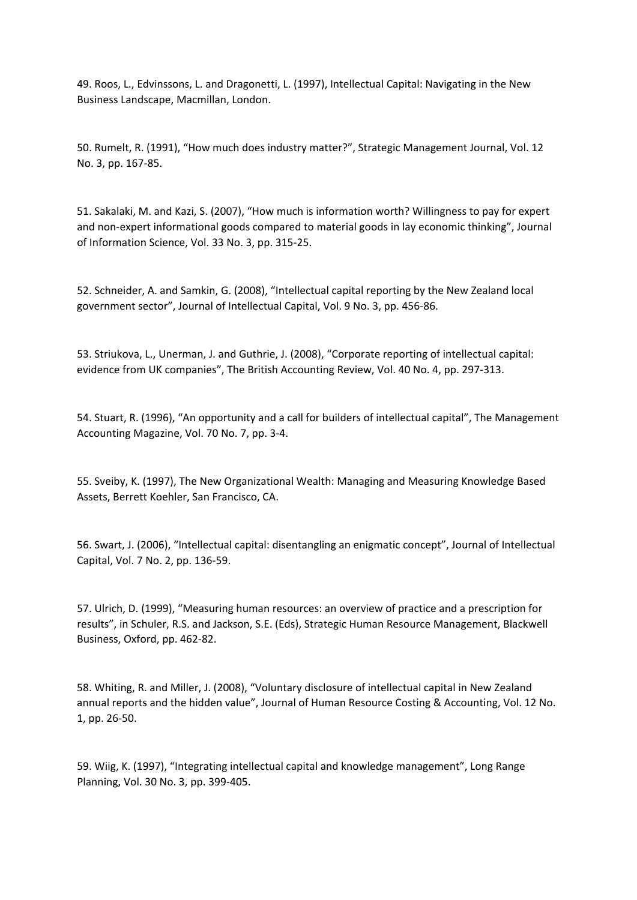49. Roos, L., Edvinssons, L. and Dragonetti, L. (1997), Intellectual Capital: Navigating in the New Business Landscape, Macmillan, London.

50. Rumelt, R. (1991), "How much does industry matter?", Strategic Management Journal, Vol. 12 No. 3, pp. 167-85.

51. Sakalaki, M. and Kazi, S. (2007), "How much is information worth? Willingness to pay for expert and non-expert informational goods compared to material goods in lay economic thinking", Journal of Information Science, Vol. 33 No. 3, pp. 315-25.

52. Schneider, A. and Samkin, G. (2008), "Intellectual capital reporting by the New Zealand local government sector", Journal of Intellectual Capital, Vol. 9 No. 3, pp. 456-86.

53. Striukova, L., Unerman, J. and Guthrie, J. (2008), "Corporate reporting of intellectual capital: evidence from UK companies", The British Accounting Review, Vol. 40 No. 4, pp. 297-313.

54. Stuart, R. (1996), "An opportunity and a call for builders of intellectual capital", The Management Accounting Magazine, Vol. 70 No. 7, pp. 3-4.

55. Sveiby, K. (1997), The New Organizational Wealth: Managing and Measuring Knowledge Based Assets, Berrett Koehler, San Francisco, CA.

56. Swart, J. (2006), "Intellectual capital: disentangling an enigmatic concept", Journal of Intellectual Capital, Vol. 7 No. 2, pp. 136-59.

57. Ulrich, D. (1999), "Measuring human resources: an overview of practice and a prescription for results", in Schuler, R.S. and Jackson, S.E. (Eds), Strategic Human Resource Management, Blackwell Business, Oxford, pp. 462-82.

58. Whiting, R. and Miller, J. (2008), "Voluntary disclosure of intellectual capital in New Zealand annual reports and the hidden value", Journal of Human Resource Costing & Accounting, Vol. 12 No. 1, pp. 26-50.

59. Wiig, K. (1997), "Integrating intellectual capital and knowledge management", Long Range Planning, Vol. 30 No. 3, pp. 399-405.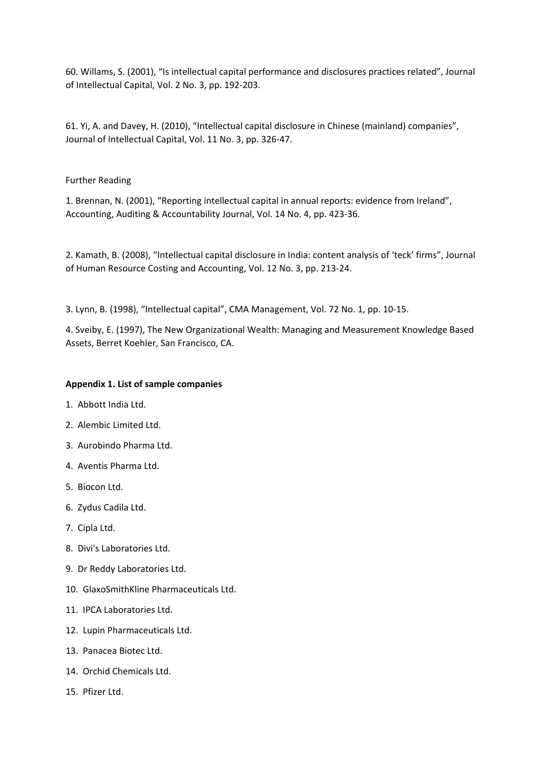60. Willams, S. (2001), “Is intellectual capital performance and disclosures practices related”, Journal of Intellectual Capital, Vol. 2 No. 3, pp. 192-203.

61. Yi, A. and Davey, H. (2010), “Intellectual capital disclosure in Chinese (mainland) companies”, Journal of Intellectual Capital, Vol. 11 No. 3, pp. 326-47.

Further Reading

1. Brennan, N. (2001), “Reporting intellectual capital in annual reports: evidence from Ireland”, Accounting, Auditing & Accountability Journal, Vol. 14 No. 4, pp. 423-36.

2. Kamath, B. (2008), “Intellectual capital disclosure in India: content analysis of ‘teck’ firms”, Journal of Human Resource Costing and Accounting, Vol. 12 No. 3, pp. 213-24.

3. Lynn, B. (1998), “Intellectual capital”, CMA Management, Vol. 72 No. 1, pp. 10-15.

4. Sveiby, E. (1997), The New Organizational Wealth: Managing and Measurement Knowledge Based Assets, Berret Koehler, San Francisco, CA.

**Appendix 1. List of sample companies**

1. Abbott India Ltd.
2. Alembic Limited Ltd.
3. Aurobindo Pharma Ltd.
4. Aventis Pharma Ltd.
5. Biocon Ltd.
6. Zydus Cadila Ltd.
7. Cipla Ltd.
8. Divi's Laboratories Ltd.
9. Dr Reddy Laboratories Ltd.
10. GlaxoSmithKline Pharmaceuticals Ltd.
11. IPCA Laboratories Ltd.
12. Lupin Pharmaceuticals Ltd.
13. Panacea Biotec Ltd.
14. Orchid Chemicals Ltd.
15. Pfizer Ltd.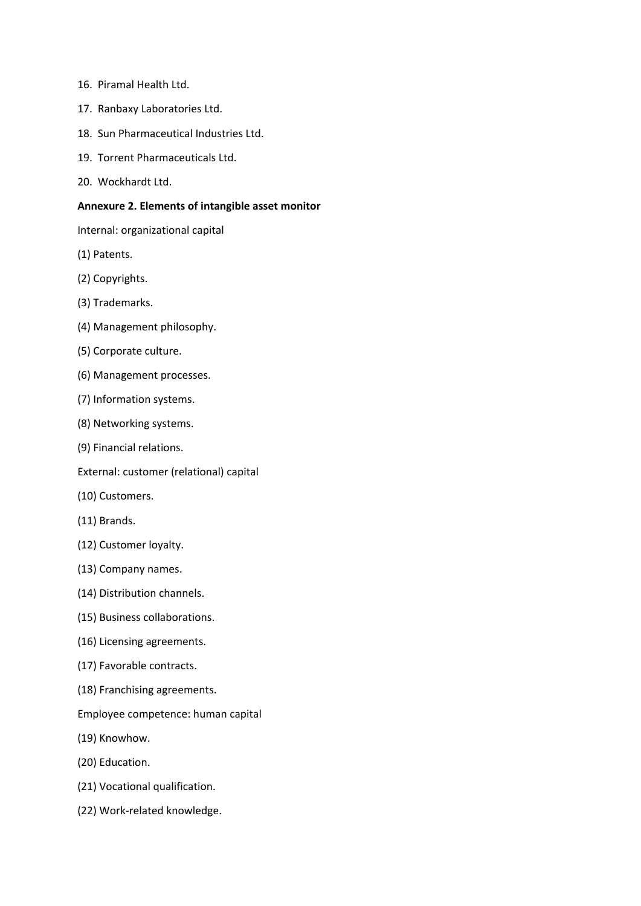16. Piramal Health Ltd.
17. Ranbaxy Laboratories Ltd.
18. Sun Pharmaceutical Industries Ltd.
19. Torrent Pharmaceuticals Ltd.
20. Wockhardt Ltd.

**Annexure 2. Elements of intangible asset monitor**

Internal: organizational capital

(1) Patents.

(2) Copyrights.

(3) Trademarks.

(4) Management philosophy.

(5) Corporate culture.

(6) Management processes.

(7) Information systems.

(8) Networking systems.

(9) Financial relations.

External: customer (relational) capital

(10) Customers.

(11) Brands.

(12) Customer loyalty.

(13) Company names.

(14) Distribution channels.

(15) Business collaborations.

(16) Licensing agreements.

(17) Favorable contracts.

(18) Franchising agreements.

Employee competence: human capital

(19) Knowhow.

(20) Education.

(21) Vocational qualification.

(22) Work-related knowledge.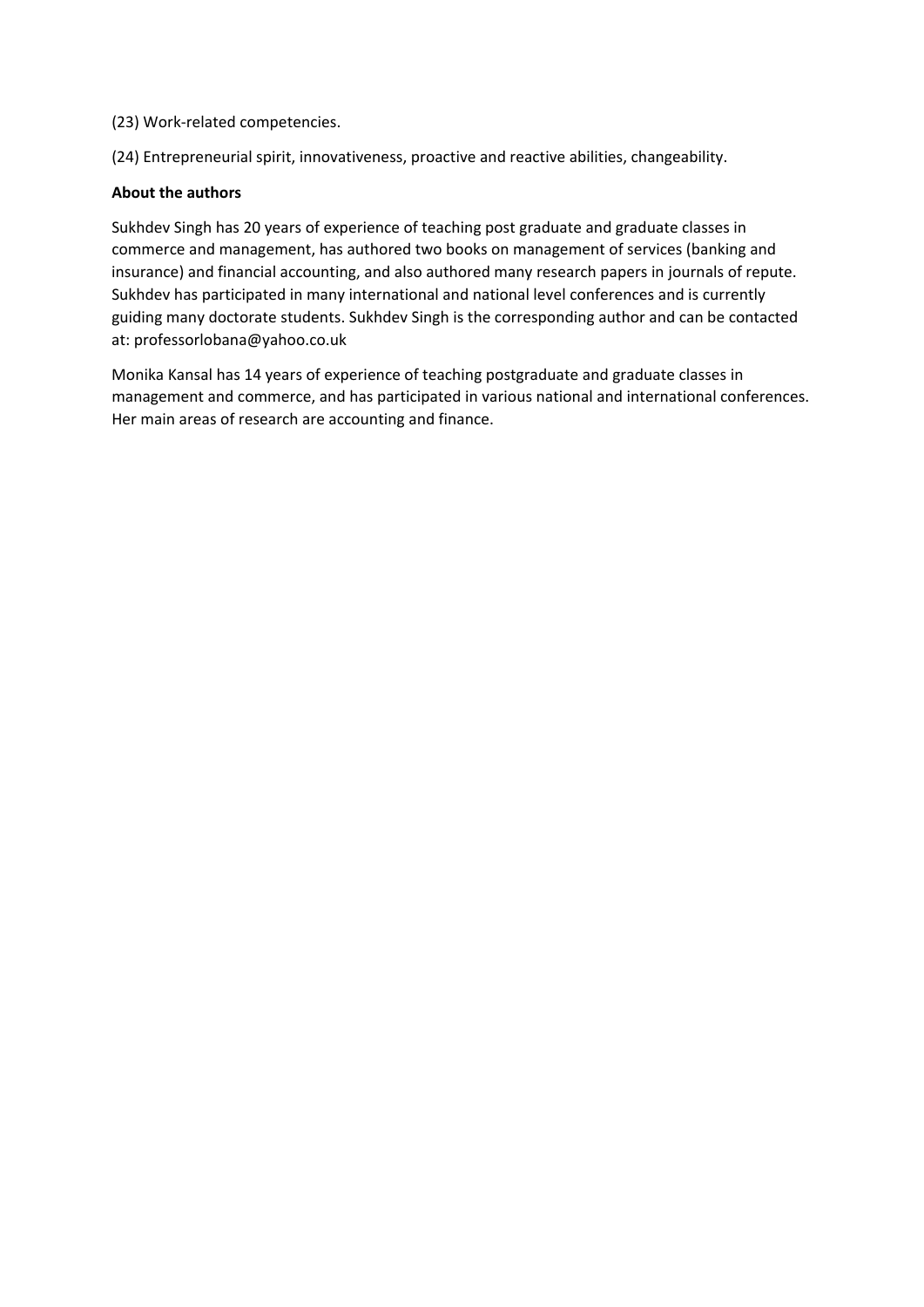(23) Work-related competencies.

(24) Entrepreneurial spirit, innovativeness, proactive and reactive abilities, changeability.

**About the authors**

Sukhdev Singh has 20 years of experience of teaching post graduate and graduate classes in commerce and management, has authored two books on management of services (banking and insurance) and financial accounting, and also authored many research papers in journals of repute. Sukhdev has participated in many international and national level conferences and is currently guiding many doctorate students. Sukhdev Singh is the corresponding author and can be contacted at: professorlobana@yahoo.co.uk

Monika Kansal has 14 years of experience of teaching postgraduate and graduate classes in management and commerce, and has participated in various national and international conferences. Her main areas of research are accounting and finance.